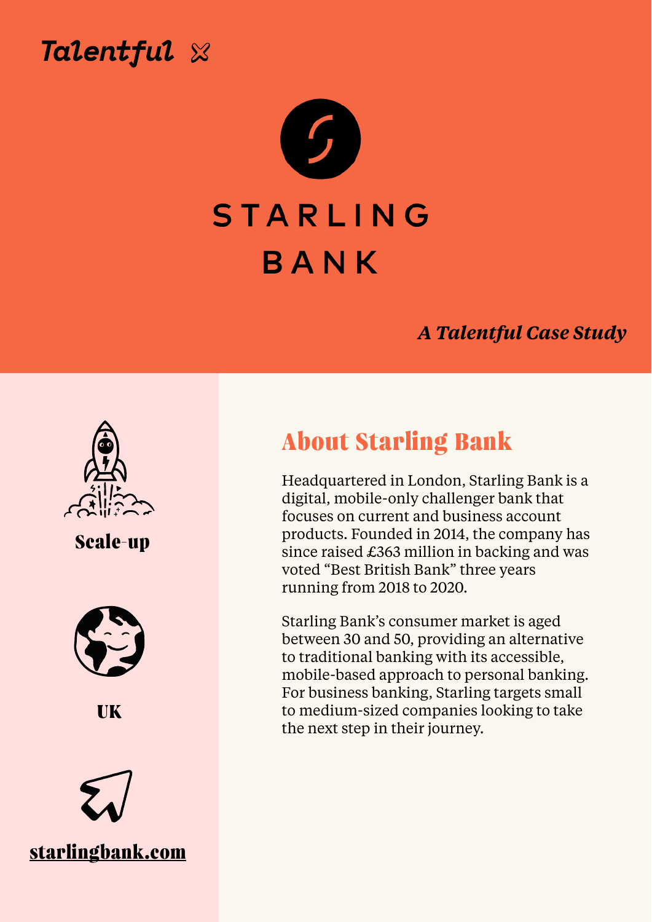Talentful

# STARLING BANK

*A Talentful Case Study*

**Scale-up**

**UK**

**starlingbank.com**

## About Starling Bank

Headquartered in London, Starling Bank is a digital, mobile-only challenger bank that focuses on current and business account products. Founded in 2014, the company has since raised £363 million in backing and was voted “Best British Bank” three years running from 2018 to 2020.

Starling Bank’s consumer market is aged between 30 and 50, providing an alternative to traditional banking with its accessible, mobile-based approach to personal banking. For business banking, Starling targets small to medium-sized companies looking to take the next step in their journey.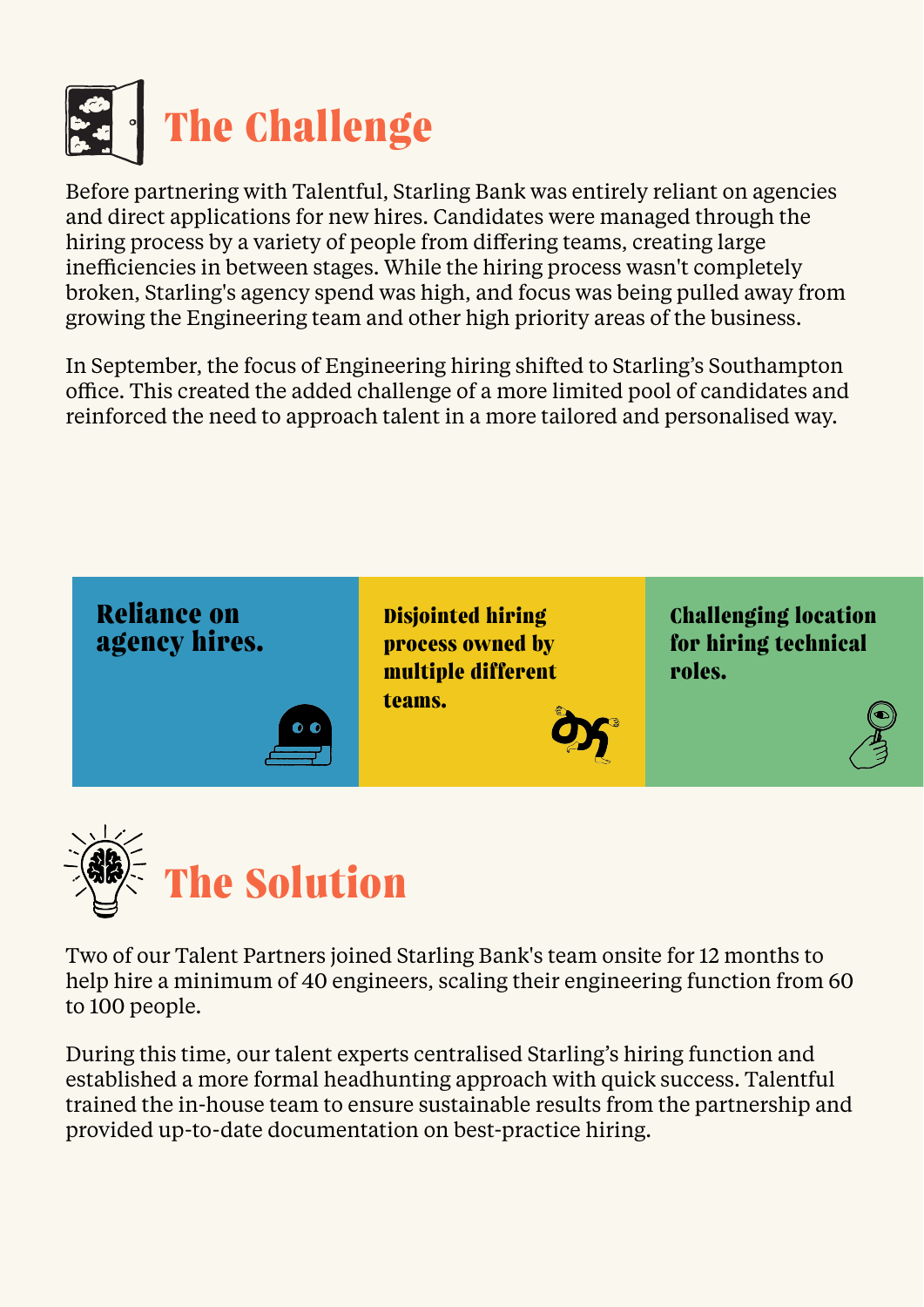# The Challenge

Before partnering with Talentful, Starling Bank was entirely reliant on agencies and direct applications for new hires. Candidates were managed through the hiring process by a variety of people from differing teams, creating large inefficiencies in between stages. While the hiring process wasn't completely broken, Starling's agency spend was high, and focus was being pulled away from growing the Engineering team and other high priority areas of the business.

In September, the focus of Engineering hiring shifted to Starling's Southampton office. This created the added challenge of a more limited pool of candidates and reinforced the need to approach talent in a more tailored and personalised way.

**Reliance on agency hires.**

**Disjointed hiring process owned by multiple different teams.**

**Challenging location for hiring technical roles.**

# The Solution

Two of our Talent Partners joined Starling Bank's team onsite for 12 months to help hire a minimum of 40 engineers, scaling their engineering function from 60 to 100 people.

During this time, our talent experts centralised Starling's hiring function and established a more formal headhunting approach with quick success. Talentful trained the in-house team to ensure sustainable results from the partnership and provided up-to-date documentation on best-practice hiring.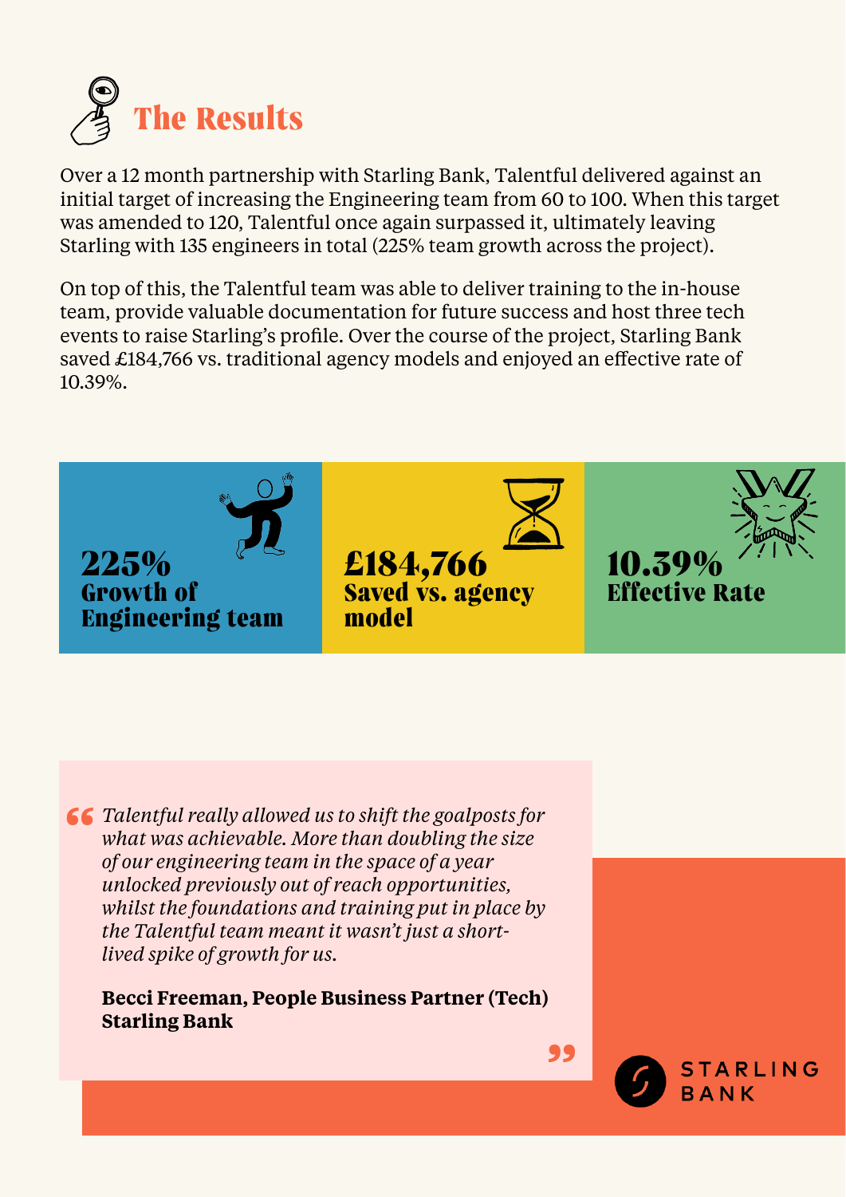# The Results

Over a 12 month partnership with Starling Bank, Talentful delivered against an initial target of increasing the Engineering team from 60 to 100. When this target was amended to 120, Talentful once again surpassed it, ultimately leaving Starling with 135 engineers in total (225% team growth across the project).

On top of this, the Talentful team was able to deliver training to the in-house team, provide valuable documentation for future success and host three tech events to raise Starling's profile. Over the course of the project, Starling Bank saved £184,766 vs. traditional agency models and enjoyed an effective rate of 10.39%.

**225%**
**Growth of Engineering team**

**£184,766**
**Saved vs. agency model**

**10.39%**
**Effective Rate**

> *Talentful really allowed us to shift the goalposts for what was achievable. More than doubling the size of our engineering team in the space of a year unlocked previously out of reach opportunities, whilst the foundations and training put in place by the Talentful team meant it wasn't just a short-lived spike of growth for us.*
>
> **Becci Freeman, People Business Partner (Tech)**
> **Starling Bank**

STARLING BANK